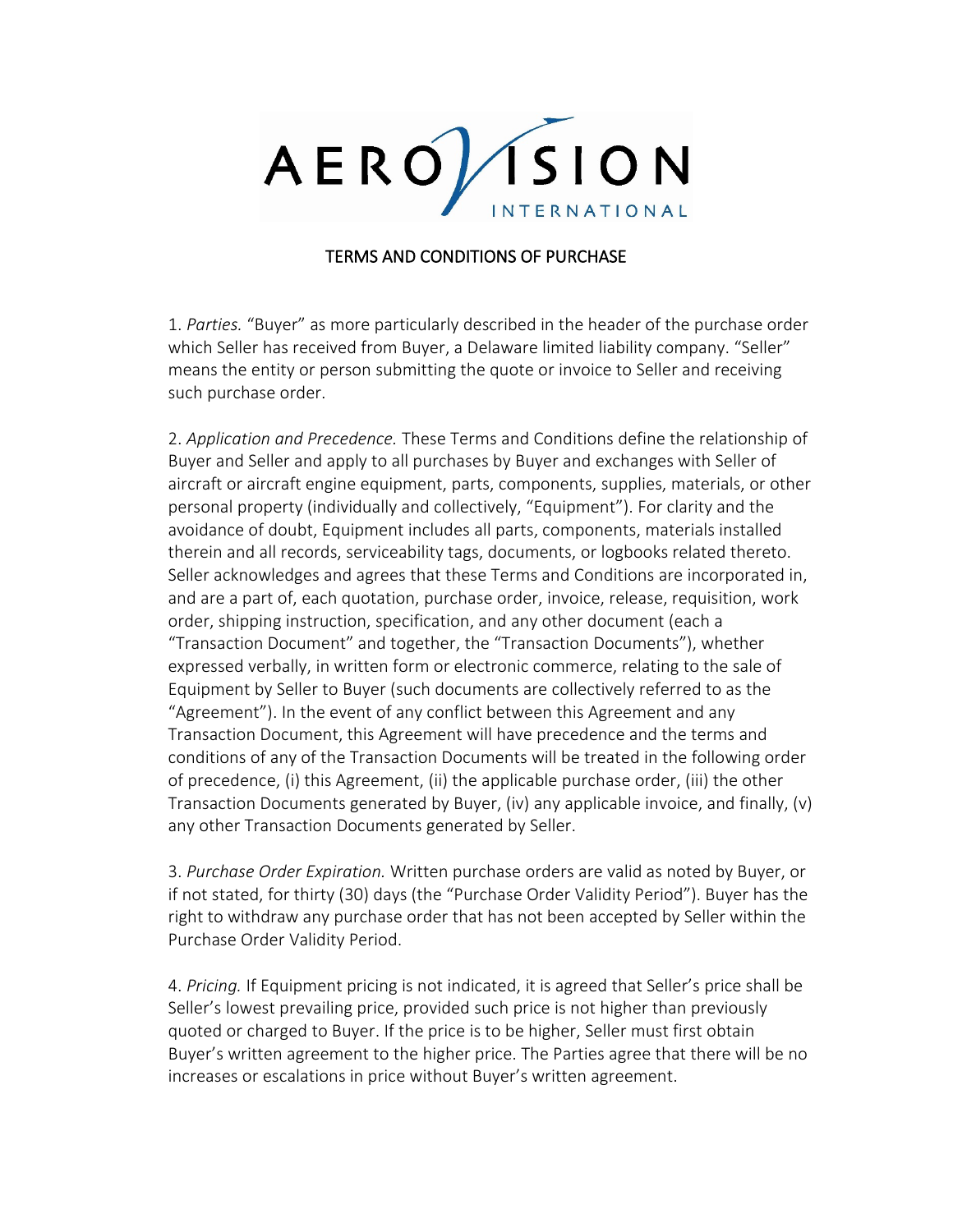AEROVISION INTERNATIONAL

# TERMS AND CONDITIONS OF PURCHASE

1. *Parties.* "Buyer" as more particularly described in the header of the purchase order which Seller has received from Buyer, a Delaware limited liability company. "Seller" means the entity or person submitting the quote or invoice to Seller and receiving such purchase order.

2. *Application and Precedence.* These Terms and Conditions define the relationship of Buyer and Seller and apply to all purchases by Buyer and exchanges with Seller of aircraft or aircraft engine equipment, parts, components, supplies, materials, or other personal property (individually and collectively, "Equipment"). For clarity and the avoidance of doubt, Equipment includes all parts, components, materials installed therein and all records, serviceability tags, documents, or logbooks related thereto. Seller acknowledges and agrees that these Terms and Conditions are incorporated in, and are a part of, each quotation, purchase order, invoice, release, requisition, work order, shipping instruction, specification, and any other document (each a "Transaction Document" and together, the "Transaction Documents"), whether expressed verbally, in written form or electronic commerce, relating to the sale of Equipment by Seller to Buyer (such documents are collectively referred to as the "Agreement"). In the event of any conflict between this Agreement and any Transaction Document, this Agreement will have precedence and the terms and conditions of any of the Transaction Documents will be treated in the following order of precedence, (i) this Agreement, (ii) the applicable purchase order, (iii) the other Transaction Documents generated by Buyer, (iv) any applicable invoice, and finally, (v) any other Transaction Documents generated by Seller.

3. *Purchase Order Expiration.* Written purchase orders are valid as noted by Buyer, or if not stated, for thirty (30) days (the "Purchase Order Validity Period"). Buyer has the right to withdraw any purchase order that has not been accepted by Seller within the Purchase Order Validity Period.

4. *Pricing.* If Equipment pricing is not indicated, it is agreed that Seller's price shall be Seller's lowest prevailing price, provided such price is not higher than previously quoted or charged to Buyer. If the price is to be higher, Seller must first obtain Buyer's written agreement to the higher price. The Parties agree that there will be no increases or escalations in price without Buyer's written agreement.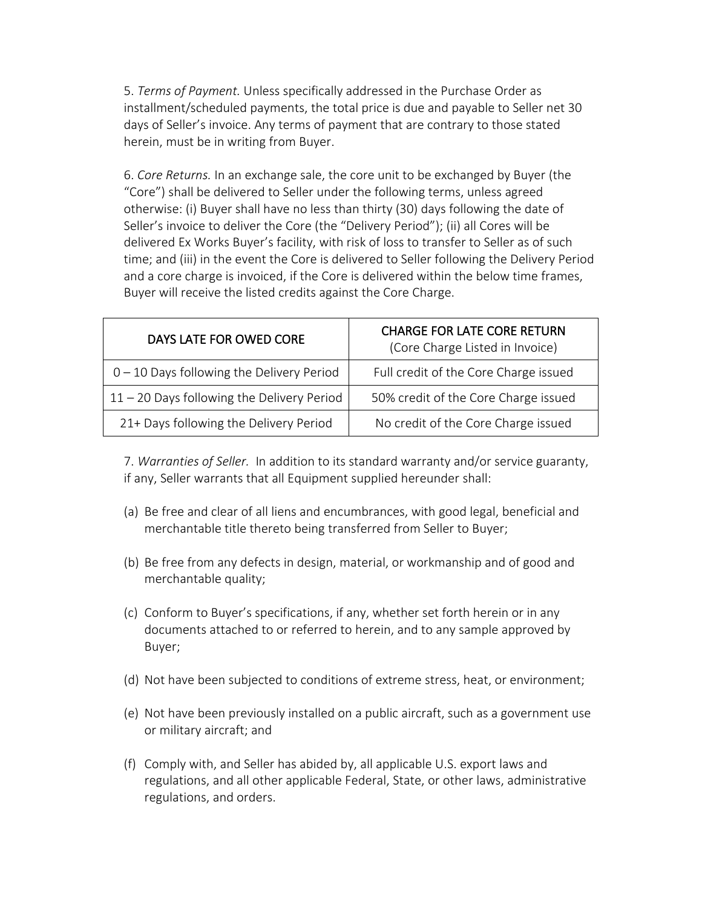5. *Terms of Payment.* Unless specifically addressed in the Purchase Order as installment/scheduled payments, the total price is due and payable to Seller net 30 days of Seller's invoice. Any terms of payment that are contrary to those stated herein, must be in writing from Buyer.

6. *Core Returns.* In an exchange sale, the core unit to be exchanged by Buyer (the "Core") shall be delivered to Seller under the following terms, unless agreed otherwise: (i) Buyer shall have no less than thirty (30) days following the date of Seller's invoice to deliver the Core (the "Delivery Period"); (ii) all Cores will be delivered Ex Works Buyer's facility, with risk of loss to transfer to Seller as of such time; and (iii) in the event the Core is delivered to Seller following the Delivery Period and a core charge is invoiced, if the Core is delivered within the below time frames, Buyer will receive the listed credits against the Core Charge.

| DAYS LATE FOR OWED CORE | CHARGE FOR LATE CORE RETURN (Core Charge Listed in Invoice) |
|---|---|
| 0 – 10 Days following the Delivery Period | Full credit of the Core Charge issued |
| 11 – 20 Days following the Delivery Period | 50% credit of the Core Charge issued |
| 21+ Days following the Delivery Period | No credit of the Core Charge issued |

7. *Warranties of Seller.* In addition to its standard warranty and/or service guaranty, if any, Seller warrants that all Equipment supplied hereunder shall:

(a) Be free and clear of all liens and encumbrances, with good legal, beneficial and merchantable title thereto being transferred from Seller to Buyer;

(b) Be free from any defects in design, material, or workmanship and of good and merchantable quality;

(c) Conform to Buyer's specifications, if any, whether set forth herein or in any documents attached to or referred to herein, and to any sample approved by Buyer;

(d) Not have been subjected to conditions of extreme stress, heat, or environment;

(e) Not have been previously installed on a public aircraft, such as a government use or military aircraft; and

(f) Comply with, and Seller has abided by, all applicable U.S. export laws and regulations, and all other applicable Federal, State, or other laws, administrative regulations, and orders.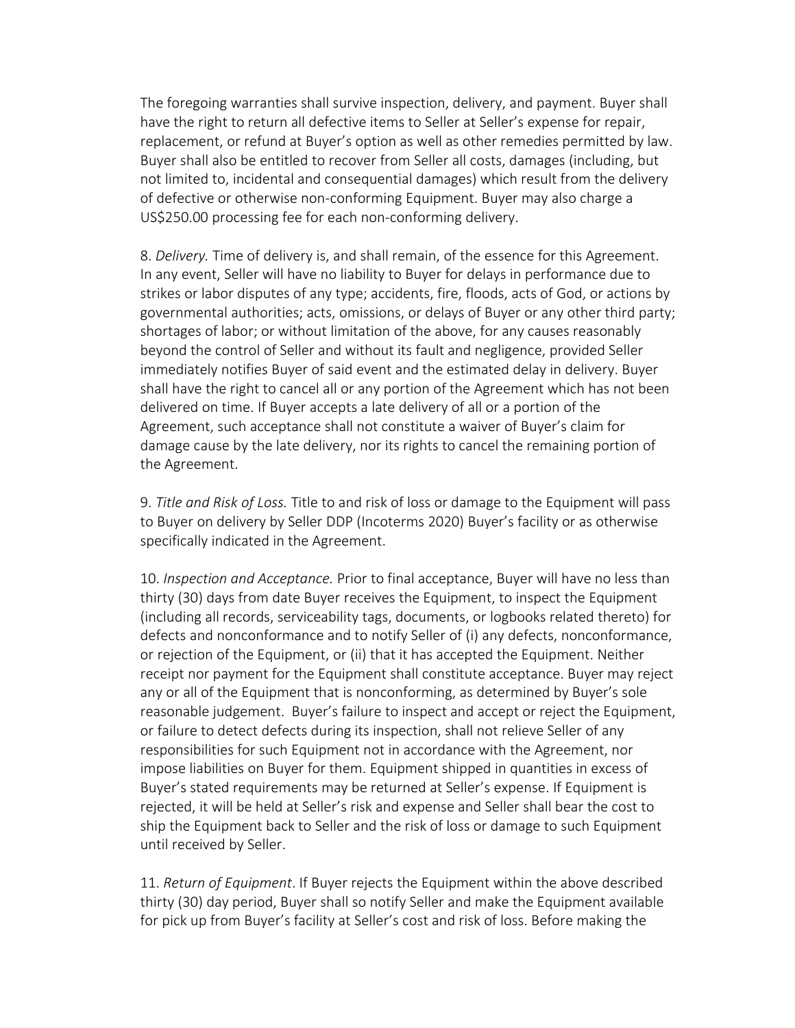The foregoing warranties shall survive inspection, delivery, and payment. Buyer shall have the right to return all defective items to Seller at Seller's expense for repair, replacement, or refund at Buyer's option as well as other remedies permitted by law. Buyer shall also be entitled to recover from Seller all costs, damages (including, but not limited to, incidental and consequential damages) which result from the delivery of defective or otherwise non-conforming Equipment. Buyer may also charge a US$250.00 processing fee for each non-conforming delivery.

8. *Delivery.* Time of delivery is, and shall remain, of the essence for this Agreement. In any event, Seller will have no liability to Buyer for delays in performance due to strikes or labor disputes of any type; accidents, fire, floods, acts of God, or actions by governmental authorities; acts, omissions, or delays of Buyer or any other third party; shortages of labor; or without limitation of the above, for any causes reasonably beyond the control of Seller and without its fault and negligence, provided Seller immediately notifies Buyer of said event and the estimated delay in delivery. Buyer shall have the right to cancel all or any portion of the Agreement which has not been delivered on time. If Buyer accepts a late delivery of all or a portion of the Agreement, such acceptance shall not constitute a waiver of Buyer's claim for damage cause by the late delivery, nor its rights to cancel the remaining portion of the Agreement.

9. *Title and Risk of Loss.* Title to and risk of loss or damage to the Equipment will pass to Buyer on delivery by Seller DDP (Incoterms 2020) Buyer's facility or as otherwise specifically indicated in the Agreement.

10. *Inspection and Acceptance.* Prior to final acceptance, Buyer will have no less than thirty (30) days from date Buyer receives the Equipment, to inspect the Equipment (including all records, serviceability tags, documents, or logbooks related thereto) for defects and nonconformance and to notify Seller of (i) any defects, nonconformance, or rejection of the Equipment, or (ii) that it has accepted the Equipment. Neither receipt nor payment for the Equipment shall constitute acceptance. Buyer may reject any or all of the Equipment that is nonconforming, as determined by Buyer's sole reasonable judgement. Buyer's failure to inspect and accept or reject the Equipment, or failure to detect defects during its inspection, shall not relieve Seller of any responsibilities for such Equipment not in accordance with the Agreement, nor impose liabilities on Buyer for them. Equipment shipped in quantities in excess of Buyer's stated requirements may be returned at Seller's expense. If Equipment is rejected, it will be held at Seller's risk and expense and Seller shall bear the cost to ship the Equipment back to Seller and the risk of loss or damage to such Equipment until received by Seller.

11. *Return of Equipment*. If Buyer rejects the Equipment within the above described thirty (30) day period, Buyer shall so notify Seller and make the Equipment available for pick up from Buyer's facility at Seller's cost and risk of loss. Before making the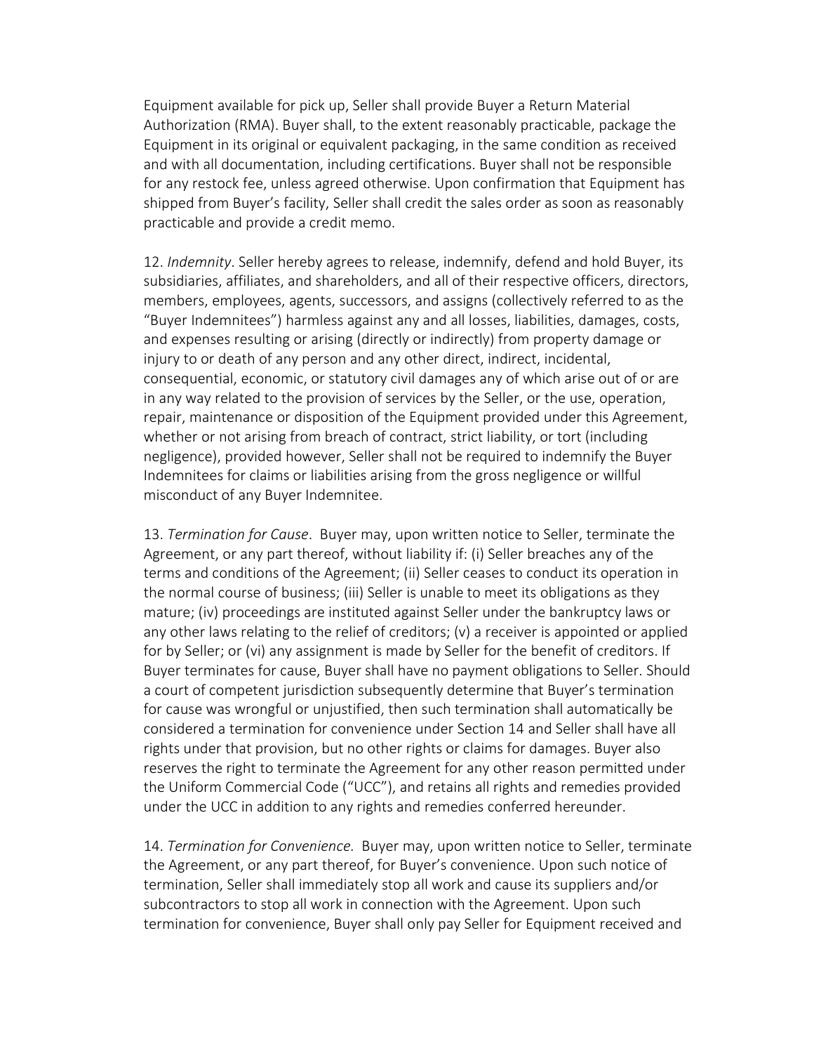Equipment available for pick up, Seller shall provide Buyer a Return Material Authorization (RMA). Buyer shall, to the extent reasonably practicable, package the Equipment in its original or equivalent packaging, in the same condition as received and with all documentation, including certifications. Buyer shall not be responsible for any restock fee, unless agreed otherwise. Upon confirmation that Equipment has shipped from Buyer's facility, Seller shall credit the sales order as soon as reasonably practicable and provide a credit memo.

12. *Indemnity*. Seller hereby agrees to release, indemnify, defend and hold Buyer, its subsidiaries, affiliates, and shareholders, and all of their respective officers, directors, members, employees, agents, successors, and assigns (collectively referred to as the "Buyer Indemnitees") harmless against any and all losses, liabilities, damages, costs, and expenses resulting or arising (directly or indirectly) from property damage or injury to or death of any person and any other direct, indirect, incidental, consequential, economic, or statutory civil damages any of which arise out of or are in any way related to the provision of services by the Seller, or the use, operation, repair, maintenance or disposition of the Equipment provided under this Agreement, whether or not arising from breach of contract, strict liability, or tort (including negligence), provided however, Seller shall not be required to indemnify the Buyer Indemnitees for claims or liabilities arising from the gross negligence or willful misconduct of any Buyer Indemnitee.

13. *Termination for Cause*. Buyer may, upon written notice to Seller, terminate the Agreement, or any part thereof, without liability if: (i) Seller breaches any of the terms and conditions of the Agreement; (ii) Seller ceases to conduct its operation in the normal course of business; (iii) Seller is unable to meet its obligations as they mature; (iv) proceedings are instituted against Seller under the bankruptcy laws or any other laws relating to the relief of creditors; (v) a receiver is appointed or applied for by Seller; or (vi) any assignment is made by Seller for the benefit of creditors. If Buyer terminates for cause, Buyer shall have no payment obligations to Seller. Should a court of competent jurisdiction subsequently determine that Buyer's termination for cause was wrongful or unjustified, then such termination shall automatically be considered a termination for convenience under Section 14 and Seller shall have all rights under that provision, but no other rights or claims for damages. Buyer also reserves the right to terminate the Agreement for any other reason permitted under the Uniform Commercial Code ("UCC"), and retains all rights and remedies provided under the UCC in addition to any rights and remedies conferred hereunder.

14. *Termination for Convenience.* Buyer may, upon written notice to Seller, terminate the Agreement, or any part thereof, for Buyer's convenience. Upon such notice of termination, Seller shall immediately stop all work and cause its suppliers and/or subcontractors to stop all work in connection with the Agreement. Upon such termination for convenience, Buyer shall only pay Seller for Equipment received and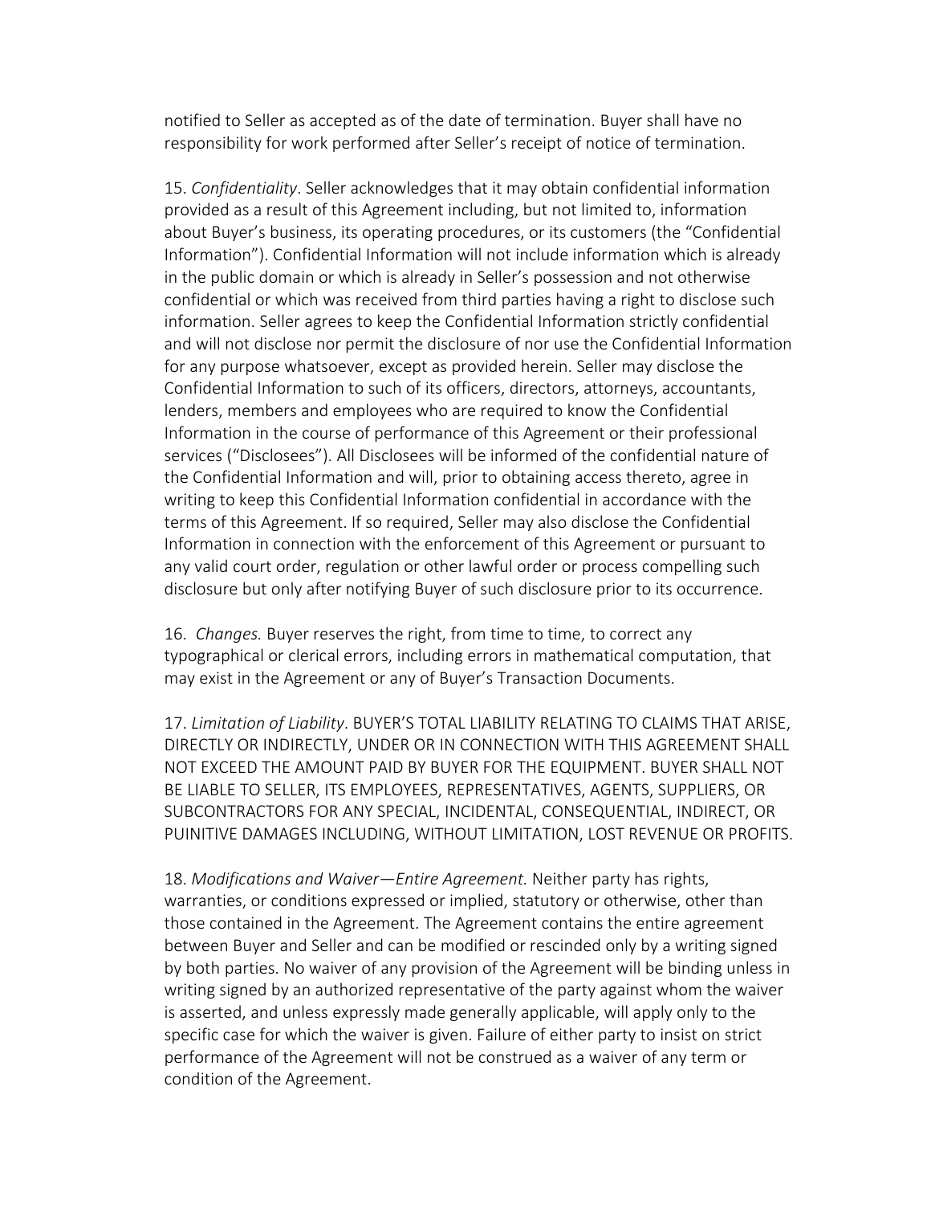notified to Seller as accepted as of the date of termination. Buyer shall have no responsibility for work performed after Seller's receipt of notice of termination.

15. *Confidentiality*. Seller acknowledges that it may obtain confidential information provided as a result of this Agreement including, but not limited to, information about Buyer's business, its operating procedures, or its customers (the "Confidential Information"). Confidential Information will not include information which is already in the public domain or which is already in Seller's possession and not otherwise confidential or which was received from third parties having a right to disclose such information. Seller agrees to keep the Confidential Information strictly confidential and will not disclose nor permit the disclosure of nor use the Confidential Information for any purpose whatsoever, except as provided herein. Seller may disclose the Confidential Information to such of its officers, directors, attorneys, accountants, lenders, members and employees who are required to know the Confidential Information in the course of performance of this Agreement or their professional services ("Disclosees"). All Disclosees will be informed of the confidential nature of the Confidential Information and will, prior to obtaining access thereto, agree in writing to keep this Confidential Information confidential in accordance with the terms of this Agreement. If so required, Seller may also disclose the Confidential Information in connection with the enforcement of this Agreement or pursuant to any valid court order, regulation or other lawful order or process compelling such disclosure but only after notifying Buyer of such disclosure prior to its occurrence.

16. *Changes.* Buyer reserves the right, from time to time, to correct any typographical or clerical errors, including errors in mathematical computation, that may exist in the Agreement or any of Buyer's Transaction Documents.

17. *Limitation of Liability*. BUYER'S TOTAL LIABILITY RELATING TO CLAIMS THAT ARISE, DIRECTLY OR INDIRECTLY, UNDER OR IN CONNECTION WITH THIS AGREEMENT SHALL NOT EXCEED THE AMOUNT PAID BY BUYER FOR THE EQUIPMENT. BUYER SHALL NOT BE LIABLE TO SELLER, ITS EMPLOYEES, REPRESENTATIVES, AGENTS, SUPPLIERS, OR SUBCONTRACTORS FOR ANY SPECIAL, INCIDENTAL, CONSEQUENTIAL, INDIRECT, OR PUINITIVE DAMAGES INCLUDING, WITHOUT LIMITATION, LOST REVENUE OR PROFITS.

18. *Modifications and Waiver—Entire Agreement.* Neither party has rights, warranties, or conditions expressed or implied, statutory or otherwise, other than those contained in the Agreement. The Agreement contains the entire agreement between Buyer and Seller and can be modified or rescinded only by a writing signed by both parties. No waiver of any provision of the Agreement will be binding unless in writing signed by an authorized representative of the party against whom the waiver is asserted, and unless expressly made generally applicable, will apply only to the specific case for which the waiver is given. Failure of either party to insist on strict performance of the Agreement will not be construed as a waiver of any term or condition of the Agreement.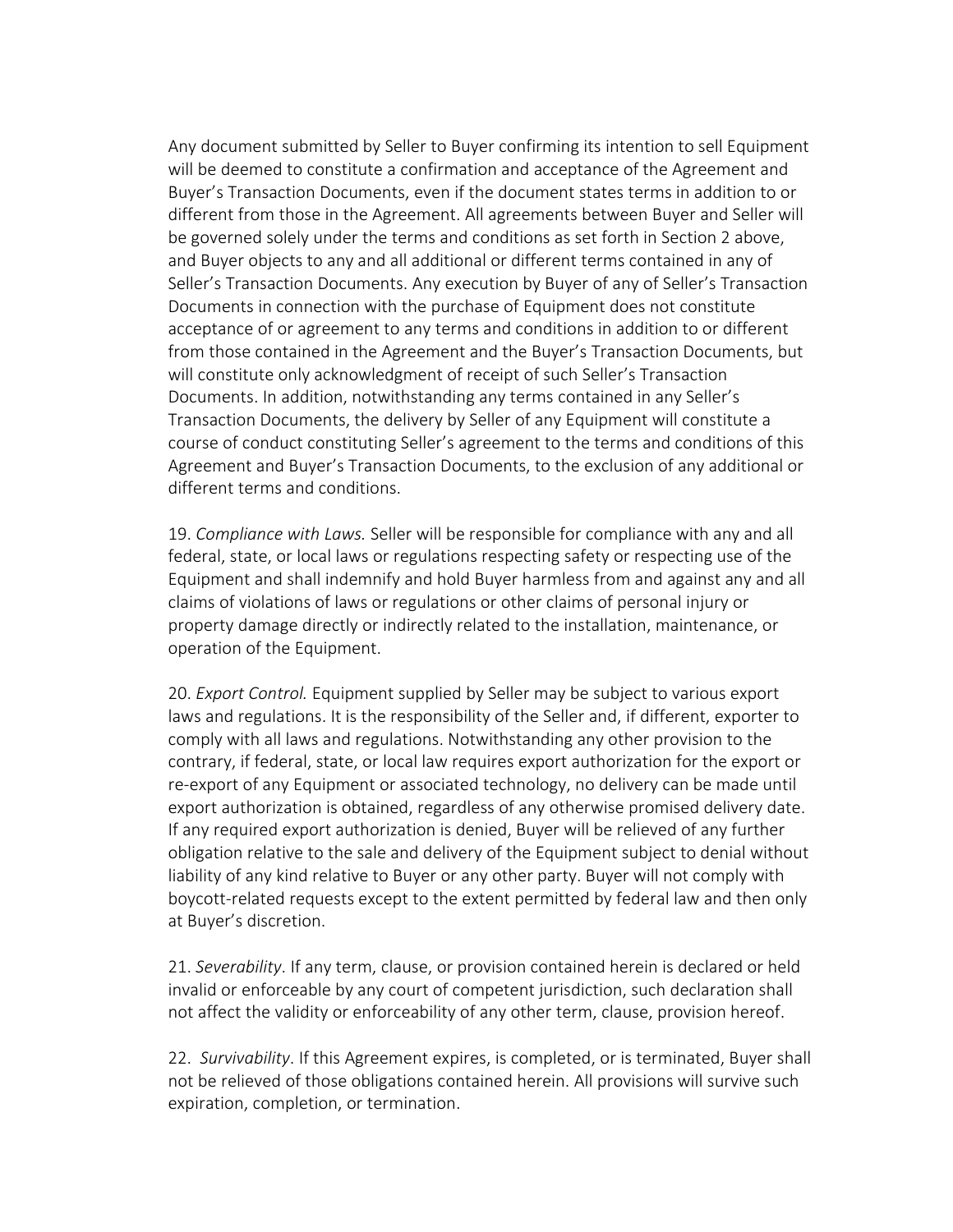Any document submitted by Seller to Buyer confirming its intention to sell Equipment will be deemed to constitute a confirmation and acceptance of the Agreement and Buyer's Transaction Documents, even if the document states terms in addition to or different from those in the Agreement. All agreements between Buyer and Seller will be governed solely under the terms and conditions as set forth in Section 2 above, and Buyer objects to any and all additional or different terms contained in any of Seller's Transaction Documents. Any execution by Buyer of any of Seller's Transaction Documents in connection with the purchase of Equipment does not constitute acceptance of or agreement to any terms and conditions in addition to or different from those contained in the Agreement and the Buyer's Transaction Documents, but will constitute only acknowledgment of receipt of such Seller's Transaction Documents. In addition, notwithstanding any terms contained in any Seller's Transaction Documents, the delivery by Seller of any Equipment will constitute a course of conduct constituting Seller's agreement to the terms and conditions of this Agreement and Buyer's Transaction Documents, to the exclusion of any additional or different terms and conditions.

19. *Compliance with Laws.* Seller will be responsible for compliance with any and all federal, state, or local laws or regulations respecting safety or respecting use of the Equipment and shall indemnify and hold Buyer harmless from and against any and all claims of violations of laws or regulations or other claims of personal injury or property damage directly or indirectly related to the installation, maintenance, or operation of the Equipment.

20. *Export Control.* Equipment supplied by Seller may be subject to various export laws and regulations. It is the responsibility of the Seller and, if different, exporter to comply with all laws and regulations. Notwithstanding any other provision to the contrary, if federal, state, or local law requires export authorization for the export or re-export of any Equipment or associated technology, no delivery can be made until export authorization is obtained, regardless of any otherwise promised delivery date. If any required export authorization is denied, Buyer will be relieved of any further obligation relative to the sale and delivery of the Equipment subject to denial without liability of any kind relative to Buyer or any other party. Buyer will not comply with boycott-related requests except to the extent permitted by federal law and then only at Buyer's discretion.

21. *Severability*. If any term, clause, or provision contained herein is declared or held invalid or enforceable by any court of competent jurisdiction, such declaration shall not affect the validity or enforceability of any other term, clause, provision hereof.

22. *Survivability*. If this Agreement expires, is completed, or is terminated, Buyer shall not be relieved of those obligations contained herein. All provisions will survive such expiration, completion, or termination.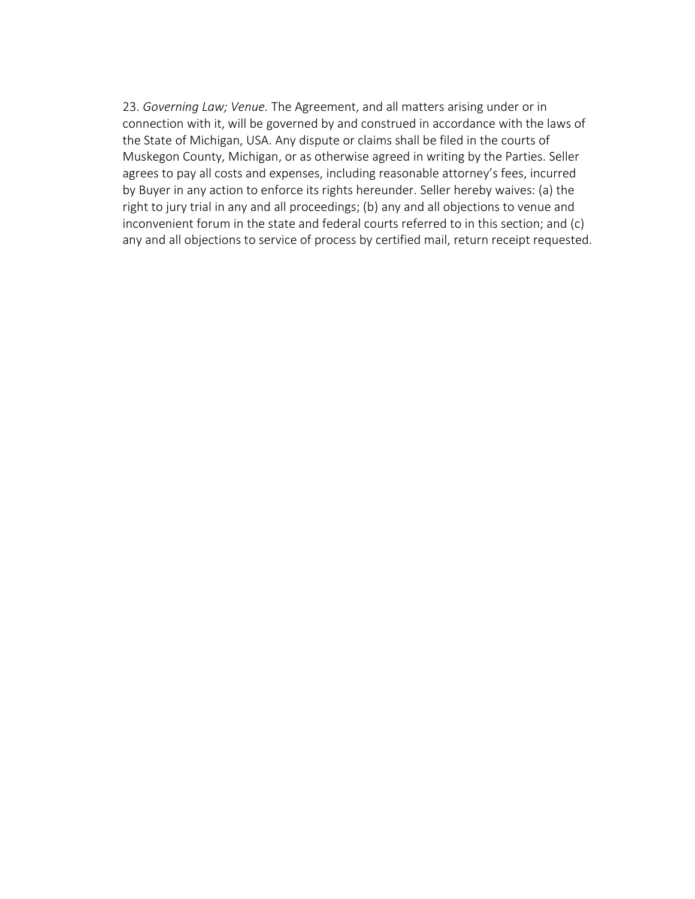23. *Governing Law; Venue.* The Agreement, and all matters arising under or in connection with it, will be governed by and construed in accordance with the laws of the State of Michigan, USA. Any dispute or claims shall be filed in the courts of Muskegon County, Michigan, or as otherwise agreed in writing by the Parties. Seller agrees to pay all costs and expenses, including reasonable attorney's fees, incurred by Buyer in any action to enforce its rights hereunder. Seller hereby waives: (a) the right to jury trial in any and all proceedings; (b) any and all objections to venue and inconvenient forum in the state and federal courts referred to in this section; and (c) any and all objections to service of process by certified mail, return receipt requested.